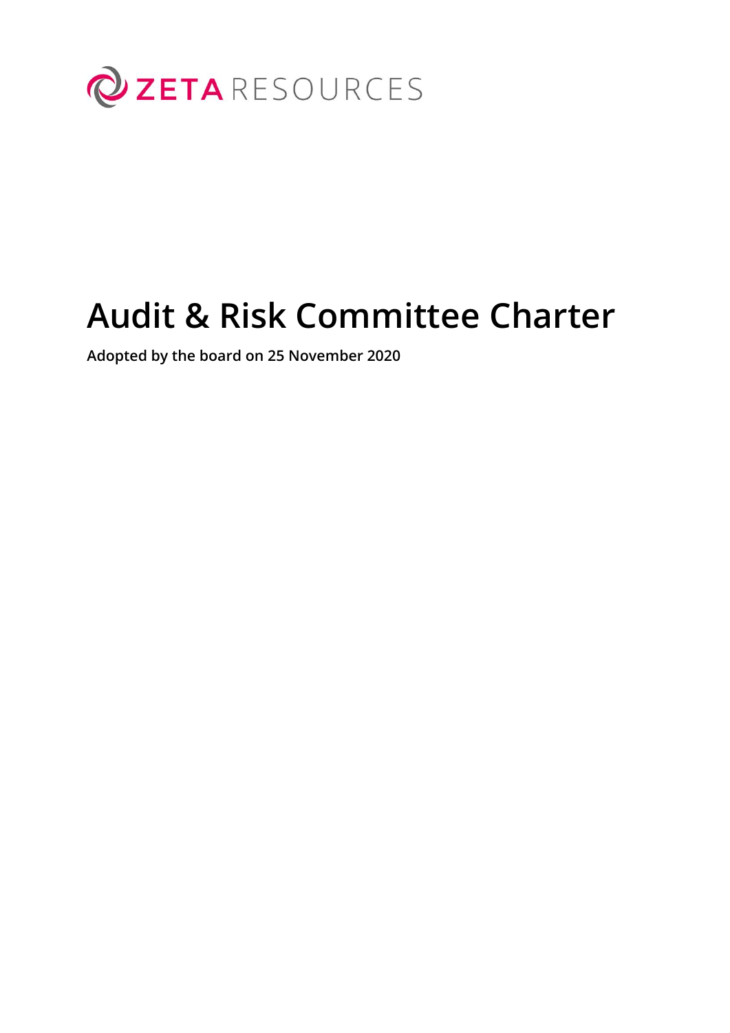ZETA RESOURCES

# Audit & Risk Committee Charter

**Adopted by the board on 25 November 2020**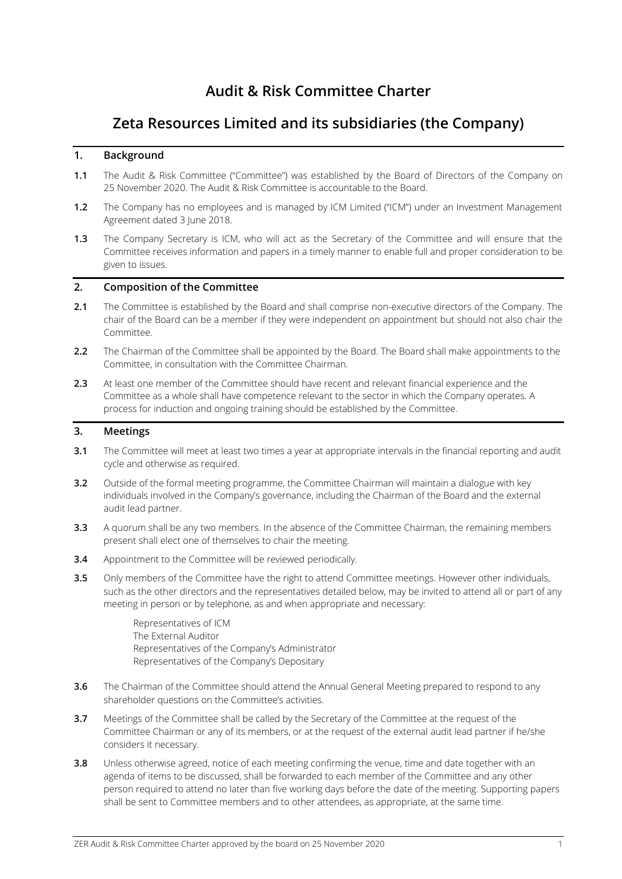# Audit & Risk Committee Charter

## Zeta Resources Limited and its subsidiaries (the Company)

### 1. Background

**1.1** The Audit & Risk Committee ("Committee") was established by the Board of Directors of the Company on 25 November 2020. The Audit & Risk Committee is accountable to the Board.

**1.2** The Company has no employees and is managed by ICM Limited ("ICM") under an Investment Management Agreement dated 3 June 2018.

**1.3** The Company Secretary is ICM, who will act as the Secretary of the Committee and will ensure that the Committee receives information and papers in a timely manner to enable full and proper consideration to be given to issues.

### 2. Composition of the Committee

**2.1** The Committee is established by the Board and shall comprise non-executive directors of the Company. The chair of the Board can be a member if they were independent on appointment but should not also chair the Committee.

**2.2** The Chairman of the Committee shall be appointed by the Board. The Board shall make appointments to the Committee, in consultation with the Committee Chairman.

**2.3** At least one member of the Committee should have recent and relevant financial experience and the Committee as a whole shall have competence relevant to the sector in which the Company operates. A process for induction and ongoing training should be established by the Committee.

### 3. Meetings

**3.1** The Committee will meet at least two times a year at appropriate intervals in the financial reporting and audit cycle and otherwise as required.

**3.2** Outside of the formal meeting programme, the Committee Chairman will maintain a dialogue with key individuals involved in the Company's governance, including the Chairman of the Board and the external audit lead partner.

**3.3** A quorum shall be any two members. In the absence of the Committee Chairman, the remaining members present shall elect one of themselves to chair the meeting.

**3.4** Appointment to the Committee will be reviewed periodically.

**3.5** Only members of the Committee have the right to attend Committee meetings. However other individuals, such as the other directors and the representatives detailed below, may be invited to attend all or part of any meeting in person or by telephone, as and when appropriate and necessary:

Representatives of ICM
The External Auditor
Representatives of the Company's Administrator
Representatives of the Company's Depositary

**3.6** The Chairman of the Committee should attend the Annual General Meeting prepared to respond to any shareholder questions on the Committee's activities.

**3.7** Meetings of the Committee shall be called by the Secretary of the Committee at the request of the Committee Chairman or any of its members, or at the request of the external audit lead partner if he/she considers it necessary.

**3.8** Unless otherwise agreed, notice of each meeting confirming the venue, time and date together with an agenda of items to be discussed, shall be forwarded to each member of the Committee and any other person required to attend no later than five working days before the date of the meeting. Supporting papers shall be sent to Committee members and to other attendees, as appropriate, at the same time.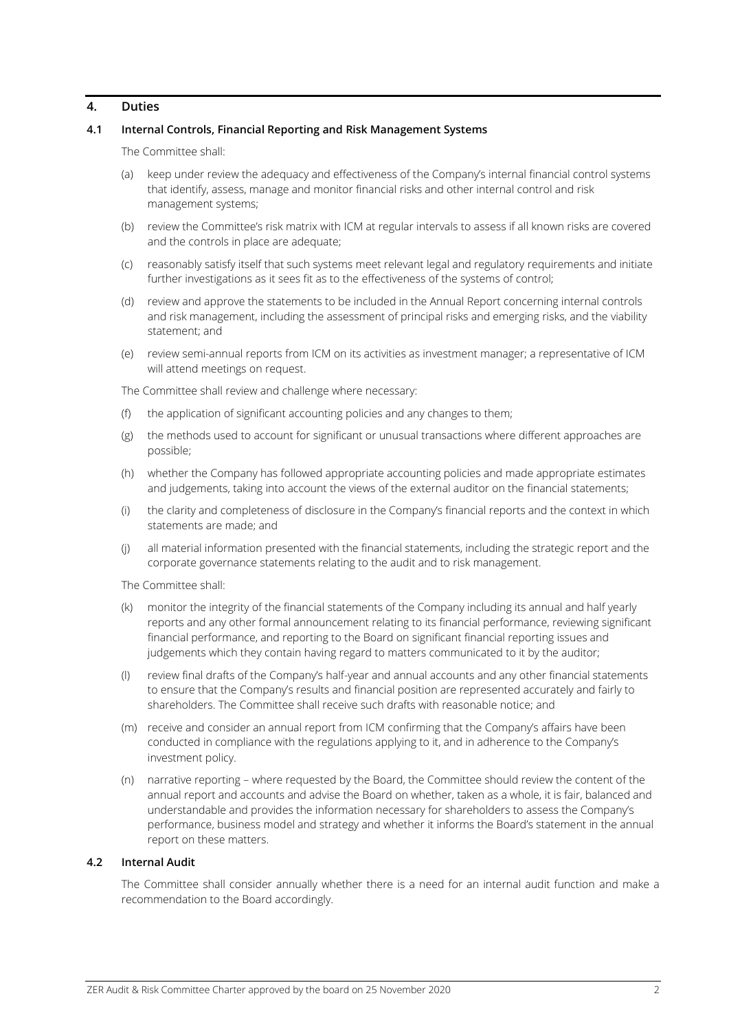## 4. Duties

### 4.1 Internal Controls, Financial Reporting and Risk Management Systems

The Committee shall:

(a) keep under review the adequacy and effectiveness of the Company's internal financial control systems that identify, assess, manage and monitor financial risks and other internal control and risk management systems;

(b) review the Committee's risk matrix with ICM at regular intervals to assess if all known risks are covered and the controls in place are adequate;

(c) reasonably satisfy itself that such systems meet relevant legal and regulatory requirements and initiate further investigations as it sees fit as to the effectiveness of the systems of control;

(d) review and approve the statements to be included in the Annual Report concerning internal controls and risk management, including the assessment of principal risks and emerging risks, and the viability statement; and

(e) review semi-annual reports from ICM on its activities as investment manager; a representative of ICM will attend meetings on request.

The Committee shall review and challenge where necessary:

(f) the application of significant accounting policies and any changes to them;

(g) the methods used to account for significant or unusual transactions where different approaches are possible;

(h) whether the Company has followed appropriate accounting policies and made appropriate estimates and judgements, taking into account the views of the external auditor on the financial statements;

(i) the clarity and completeness of disclosure in the Company's financial reports and the context in which statements are made; and

(j) all material information presented with the financial statements, including the strategic report and the corporate governance statements relating to the audit and to risk management.

The Committee shall:

(k) monitor the integrity of the financial statements of the Company including its annual and half yearly reports and any other formal announcement relating to its financial performance, reviewing significant financial performance, and reporting to the Board on significant financial reporting issues and judgements which they contain having regard to matters communicated to it by the auditor;

(l) review final drafts of the Company's half-year and annual accounts and any other financial statements to ensure that the Company's results and financial position are represented accurately and fairly to shareholders. The Committee shall receive such drafts with reasonable notice; and

(m) receive and consider an annual report from ICM confirming that the Company's affairs have been conducted in compliance with the regulations applying to it, and in adherence to the Company's investment policy.

(n) narrative reporting – where requested by the Board, the Committee should review the content of the annual report and accounts and advise the Board on whether, taken as a whole, it is fair, balanced and understandable and provides the information necessary for shareholders to assess the Company's performance, business model and strategy and whether it informs the Board's statement in the annual report on these matters.

### 4.2 Internal Audit

The Committee shall consider annually whether there is a need for an internal audit function and make a recommendation to the Board accordingly.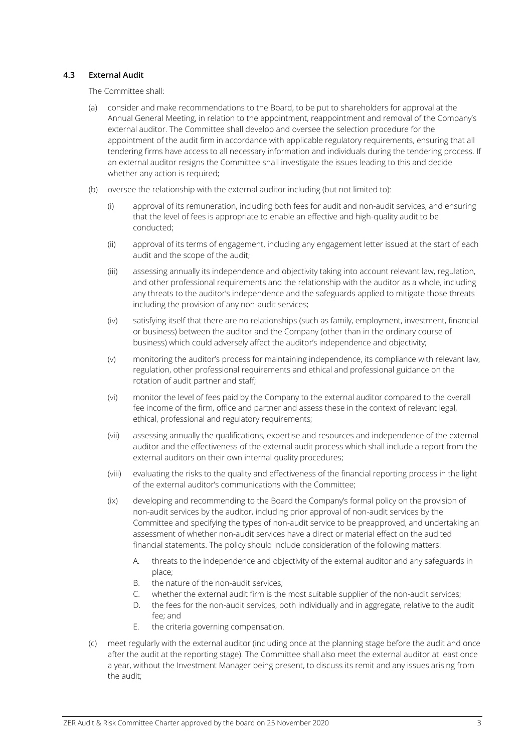### 4.3 External Audit

The Committee shall:

(a) consider and make recommendations to the Board, to be put to shareholders for approval at the Annual General Meeting, in relation to the appointment, reappointment and removal of the Company's external auditor. The Committee shall develop and oversee the selection procedure for the appointment of the audit firm in accordance with applicable regulatory requirements, ensuring that all tendering firms have access to all necessary information and individuals during the tendering process. If an external auditor resigns the Committee shall investigate the issues leading to this and decide whether any action is required;

(b) oversee the relationship with the external auditor including (but not limited to):

   (i) approval of its remuneration, including both fees for audit and non-audit services, and ensuring that the level of fees is appropriate to enable an effective and high-quality audit to be conducted;

   (ii) approval of its terms of engagement, including any engagement letter issued at the start of each audit and the scope of the audit;

   (iii) assessing annually its independence and objectivity taking into account relevant law, regulation, and other professional requirements and the relationship with the auditor as a whole, including any threats to the auditor's independence and the safeguards applied to mitigate those threats including the provision of any non-audit services;

   (iv) satisfying itself that there are no relationships (such as family, employment, investment, financial or business) between the auditor and the Company (other than in the ordinary course of business) which could adversely affect the auditor's independence and objectivity;

   (v) monitoring the auditor's process for maintaining independence, its compliance with relevant law, regulation, other professional requirements and ethical and professional guidance on the rotation of audit partner and staff;

   (vi) monitor the level of fees paid by the Company to the external auditor compared to the overall fee income of the firm, office and partner and assess these in the context of relevant legal, ethical, professional and regulatory requirements;

   (vii) assessing annually the qualifications, expertise and resources and independence of the external auditor and the effectiveness of the external audit process which shall include a report from the external auditors on their own internal quality procedures;

   (viii) evaluating the risks to the quality and effectiveness of the financial reporting process in the light of the external auditor's communications with the Committee;

   (ix) developing and recommending to the Board the Company's formal policy on the provision of non-audit services by the auditor, including prior approval of non-audit services by the Committee and specifying the types of non-audit service to be preapproved, and undertaking an assessment of whether non-audit services have a direct or material effect on the audited financial statements. The policy should include consideration of the following matters:

      A. threats to the independence and objectivity of the external auditor and any safeguards in place;
      B. the nature of the non-audit services;
      C. whether the external audit firm is the most suitable supplier of the non-audit services;
      D. the fees for the non-audit services, both individually and in aggregate, relative to the audit fee; and
      E. the criteria governing compensation.

(c) meet regularly with the external auditor (including once at the planning stage before the audit and once after the audit at the reporting stage). The Committee shall also meet the external auditor at least once a year, without the Investment Manager being present, to discuss its remit and any issues arising from the audit;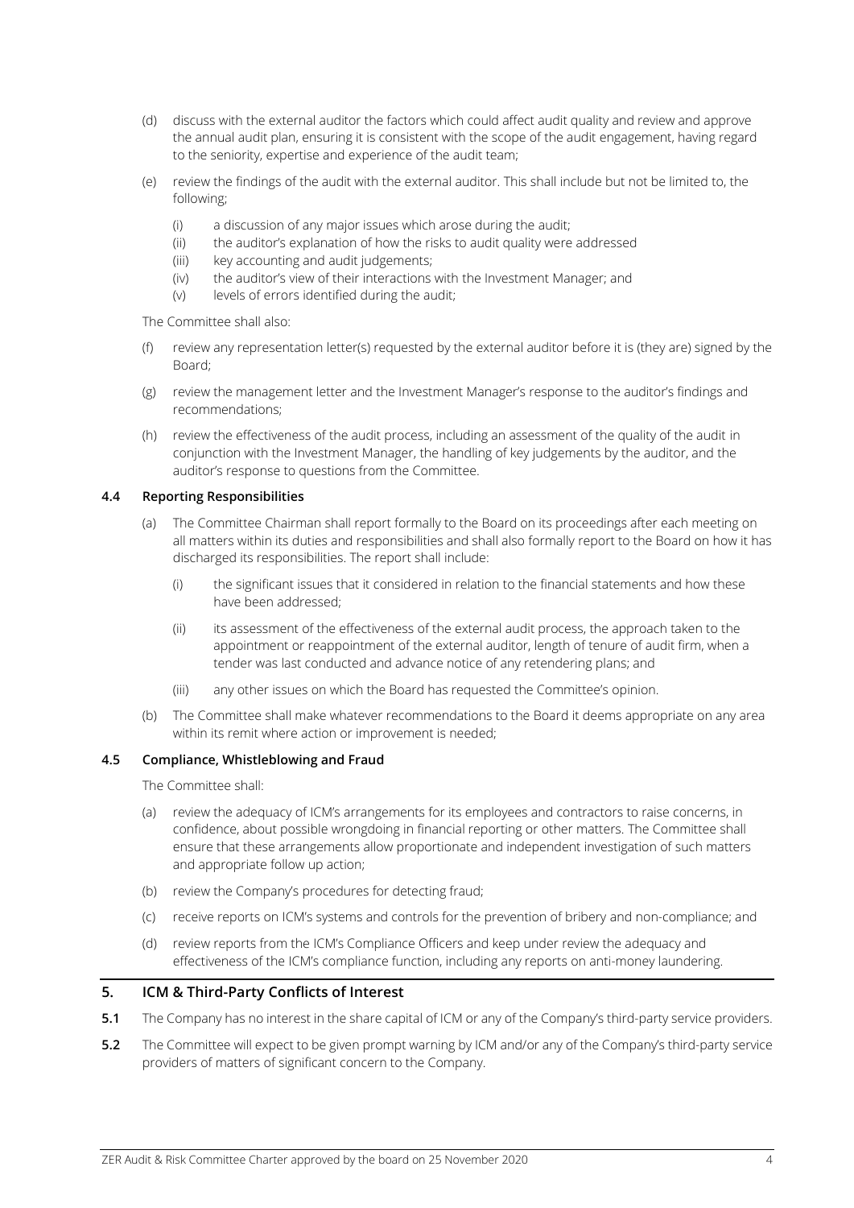(d) discuss with the external auditor the factors which could affect audit quality and review and approve the annual audit plan, ensuring it is consistent with the scope of the audit engagement, having regard to the seniority, expertise and experience of the audit team;

(e) review the findings of the audit with the external auditor. This shall include but not be limited to, the following;

   (i) a discussion of any major issues which arose during the audit;
   (ii) the auditor's explanation of how the risks to audit quality were addressed
   (iii) key accounting and audit judgements;
   (iv) the auditor's view of their interactions with the Investment Manager; and
   (v) levels of errors identified during the audit;

The Committee shall also:

(f) review any representation letter(s) requested by the external auditor before it is (they are) signed by the Board;

(g) review the management letter and the Investment Manager's response to the auditor's findings and recommendations;

(h) review the effectiveness of the audit process, including an assessment of the quality of the audit in conjunction with the Investment Manager, the handling of key judgements by the auditor, and the auditor's response to questions from the Committee.

### 4.4 Reporting Responsibilities

(a) The Committee Chairman shall report formally to the Board on its proceedings after each meeting on all matters within its duties and responsibilities and shall also formally report to the Board on how it has discharged its responsibilities. The report shall include:

   (i) the significant issues that it considered in relation to the financial statements and how these have been addressed;

   (ii) its assessment of the effectiveness of the external audit process, the approach taken to the appointment or reappointment of the external auditor, length of tenure of audit firm, when a tender was last conducted and advance notice of any retendering plans; and

   (iii) any other issues on which the Board has requested the Committee's opinion.

(b) The Committee shall make whatever recommendations to the Board it deems appropriate on any area within its remit where action or improvement is needed;

### 4.5 Compliance, Whistleblowing and Fraud

The Committee shall:

(a) review the adequacy of ICM's arrangements for its employees and contractors to raise concerns, in confidence, about possible wrongdoing in financial reporting or other matters. The Committee shall ensure that these arrangements allow proportionate and independent investigation of such matters and appropriate follow up action;

(b) review the Company's procedures for detecting fraud;

(c) receive reports on ICM's systems and controls for the prevention of bribery and non-compliance; and

(d) review reports from the ICM's Compliance Officers and keep under review the adequacy and effectiveness of the ICM's compliance function, including any reports on anti-money laundering.

## 5. ICM & Third-Party Conflicts of Interest

**5.1** The Company has no interest in the share capital of ICM or any of the Company's third-party service providers.

**5.2** The Committee will expect to be given prompt warning by ICM and/or any of the Company's third-party service providers of matters of significant concern to the Company.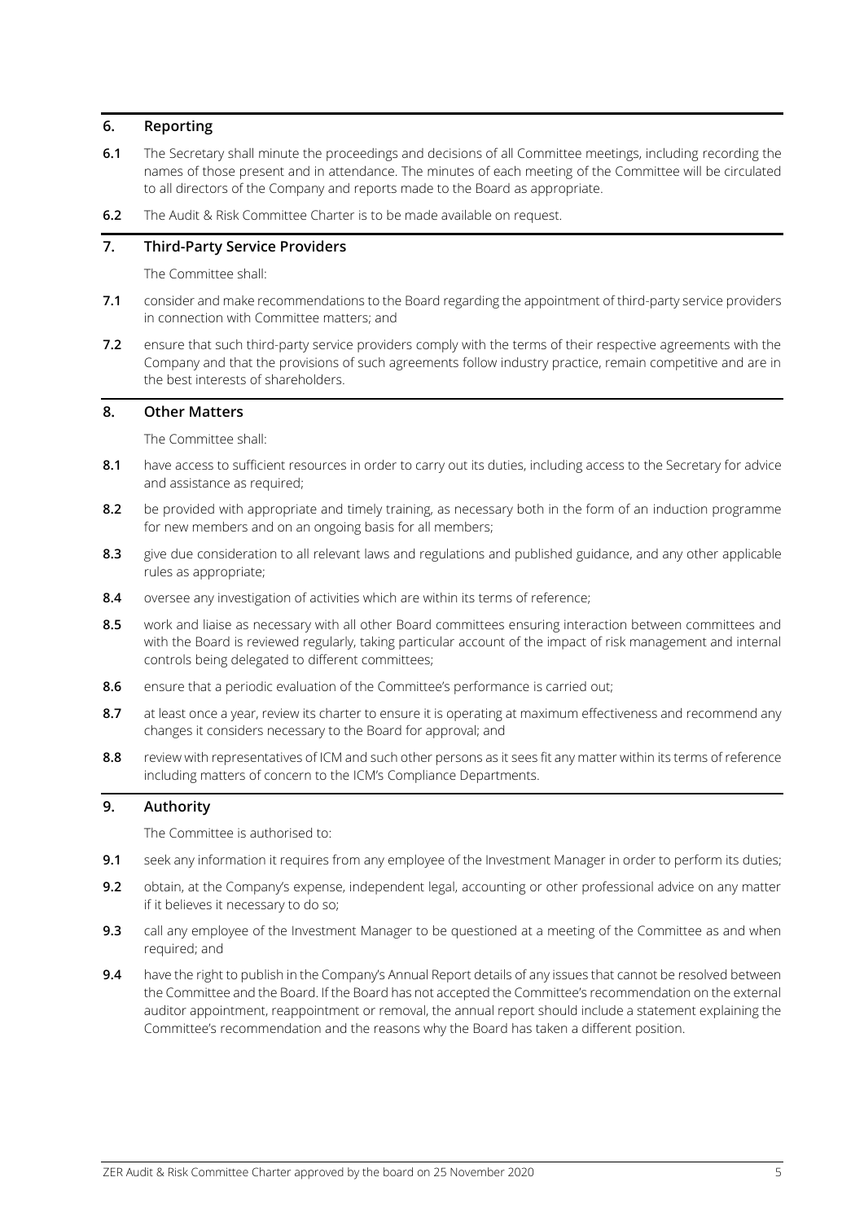## 6. Reporting

**6.1** The Secretary shall minute the proceedings and decisions of all Committee meetings, including recording the names of those present and in attendance. The minutes of each meeting of the Committee will be circulated to all directors of the Company and reports made to the Board as appropriate.

**6.2** The Audit & Risk Committee Charter is to be made available on request.

## 7. Third-Party Service Providers

The Committee shall:

**7.1** consider and make recommendations to the Board regarding the appointment of third-party service providers in connection with Committee matters; and

**7.2** ensure that such third-party service providers comply with the terms of their respective agreements with the Company and that the provisions of such agreements follow industry practice, remain competitive and are in the best interests of shareholders.

## 8. Other Matters

The Committee shall:

**8.1** have access to sufficient resources in order to carry out its duties, including access to the Secretary for advice and assistance as required;

**8.2** be provided with appropriate and timely training, as necessary both in the form of an induction programme for new members and on an ongoing basis for all members;

**8.3** give due consideration to all relevant laws and regulations and published guidance, and any other applicable rules as appropriate;

**8.4** oversee any investigation of activities which are within its terms of reference;

**8.5** work and liaise as necessary with all other Board committees ensuring interaction between committees and with the Board is reviewed regularly, taking particular account of the impact of risk management and internal controls being delegated to different committees;

**8.6** ensure that a periodic evaluation of the Committee's performance is carried out;

**8.7** at least once a year, review its charter to ensure it is operating at maximum effectiveness and recommend any changes it considers necessary to the Board for approval; and

**8.8** review with representatives of ICM and such other persons as it sees fit any matter within its terms of reference including matters of concern to the ICM's Compliance Departments.

## 9. Authority

The Committee is authorised to:

**9.1** seek any information it requires from any employee of the Investment Manager in order to perform its duties;

**9.2** obtain, at the Company's expense, independent legal, accounting or other professional advice on any matter if it believes it necessary to do so;

**9.3** call any employee of the Investment Manager to be questioned at a meeting of the Committee as and when required; and

**9.4** have the right to publish in the Company's Annual Report details of any issues that cannot be resolved between the Committee and the Board. If the Board has not accepted the Committee's recommendation on the external auditor appointment, reappointment or removal, the annual report should include a statement explaining the Committee's recommendation and the reasons why the Board has taken a different position.